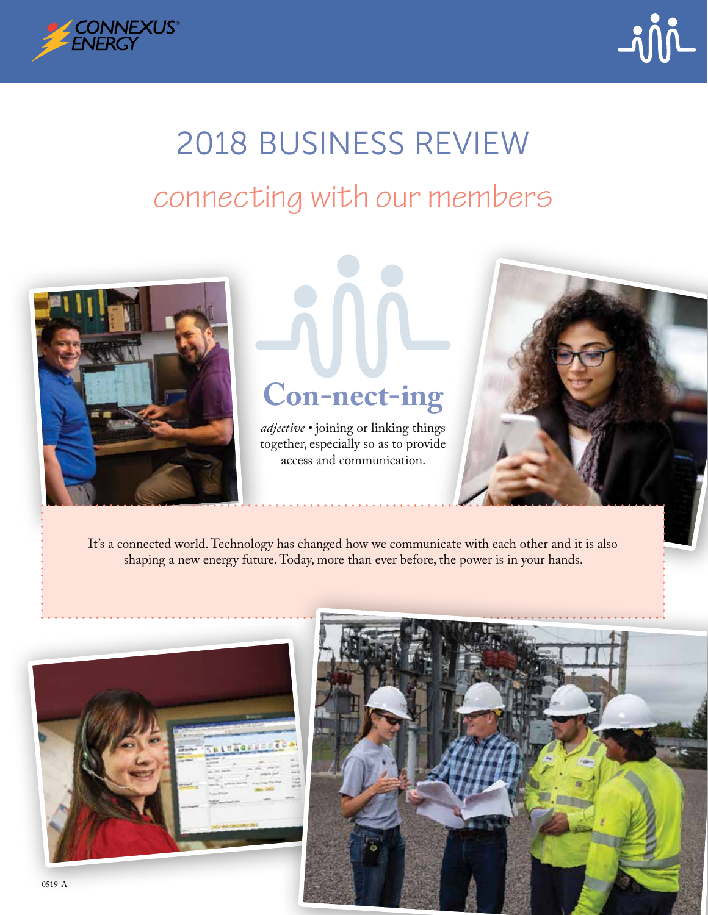CONNEXUS® ENERGY

# 2018 BUSINESS REVIEW

## connecting with our members

**Con-nect-ing**

*adjective* • joining or linking things together, especially so as to provide access and communication.

It's a connected world. Technology has changed how we communicate with each other and it is also shaping a new energy future. Today, more than ever before, the power is in your hands.

0519-A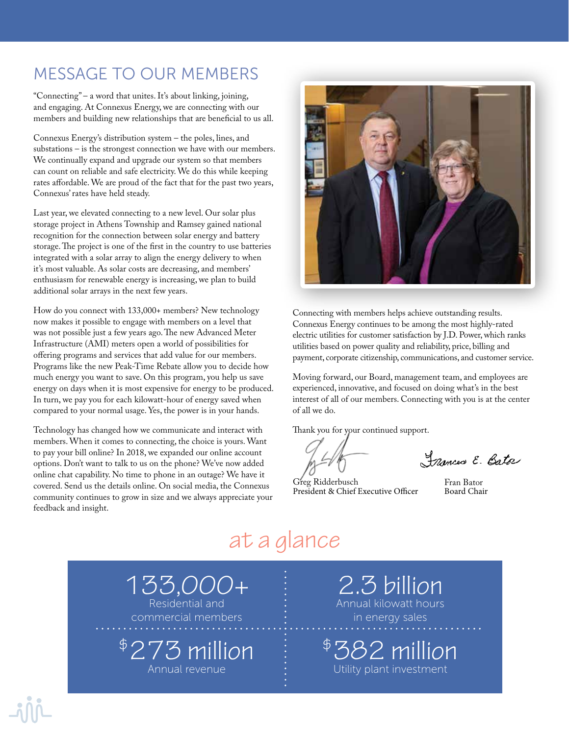## MESSAGE TO OUR MEMBERS

"Connecting" – a word that unites. It's about linking, joining, and engaging. At Connexus Energy, we are connecting with our members and building new relationships that are beneficial to us all.

Connexus Energy's distribution system – the poles, lines, and substations – is the strongest connection we have with our members. We continually expand and upgrade our system so that members can count on reliable and safe electricity. We do this while keeping rates affordable. We are proud of the fact that for the past two years, Connexus' rates have held steady.

Last year, we elevated connecting to a new level. Our solar plus storage project in Athens Township and Ramsey gained national recognition for the connection between solar energy and battery storage. The project is one of the first in the country to use batteries integrated with a solar array to align the energy delivery to when it's most valuable. As solar costs are decreasing, and members' enthusiasm for renewable energy is increasing, we plan to build additional solar arrays in the next few years.

How do you connect with 133,000+ members? New technology now makes it possible to engage with members on a level that was not possible just a few years ago. The new Advanced Meter Infrastructure (AMI) meters open a world of possibilities for offering programs and services that add value for our members. Programs like the new Peak-Time Rebate allow you to decide how much energy you want to save. On this program, you help us save energy on days when it is most expensive for energy to be produced. In turn, we pay you for each kilowatt-hour of energy saved when compared to your normal usage. Yes, the power is in your hands.

Technology has changed how we communicate and interact with members. When it comes to connecting, the choice is yours. Want to pay your bill online? In 2018, we expanded our online account options. Don't want to talk to us on the phone? We've now added online chat capability. No time to phone in an outage? We have it covered. Send us the details online. On social media, the Connexus community continues to grow in size and we always appreciate your feedback and insight.

Connecting with members helps achieve outstanding results. Connexus Energy continues to be among the most highly-rated electric utilities for customer satisfaction by J.D. Power, which ranks utilities based on power quality and reliability, price, billing and payment, corporate citizenship, communications, and customer service.

Moving forward, our Board, management team, and employees are experienced, innovative, and focused on doing what's in the best interest of all of our members. Connecting with you is at the center of all we do.

Thank you for your continued support.

Greg Ridderbusch
President & Chief Executive Officer

Fran Bator
Board Chair

## at a glance

| | |
|---|---|
| **133,000+** Residential and commercial members | **2.3 billion** Annual kilowatt hours in energy sales |
| **$273 million** Annual revenue | **$382 million** Utility plant investment |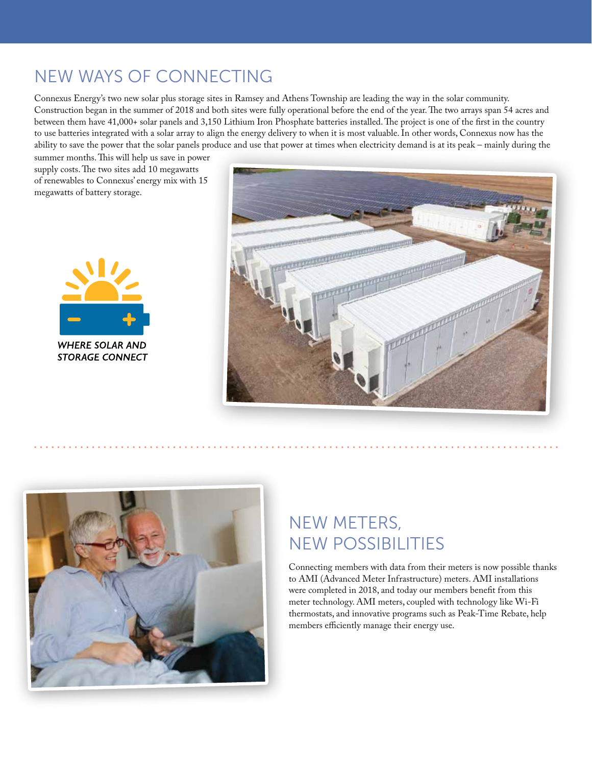## NEW WAYS OF CONNECTING

Connexus Energy's two new solar plus storage sites in Ramsey and Athens Township are leading the way in the solar community. Construction began in the summer of 2018 and both sites were fully operational before the end of the year. The two arrays span 54 acres and between them have 41,000+ solar panels and 3,150 Lithium Iron Phosphate batteries installed. The project is one of the first in the country to use batteries integrated with a solar array to align the energy delivery to when it is most valuable. In other words, Connexus now has the ability to save the power that the solar panels produce and use that power at times when electricity demand is at its peak – mainly during the summer months. This will help us save in power supply costs. The two sites add 10 megawatts of renewables to Connexus' energy mix with 15 megawatts of battery storage.

*WHERE SOLAR AND STORAGE CONNECT*

## NEW METERS, NEW POSSIBILITIES

Connecting members with data from their meters is now possible thanks to AMI (Advanced Meter Infrastructure) meters. AMI installations were completed in 2018, and today our members benefit from this meter technology. AMI meters, coupled with technology like Wi-Fi thermostats, and innovative programs such as Peak-Time Rebate, help members efficiently manage their energy use.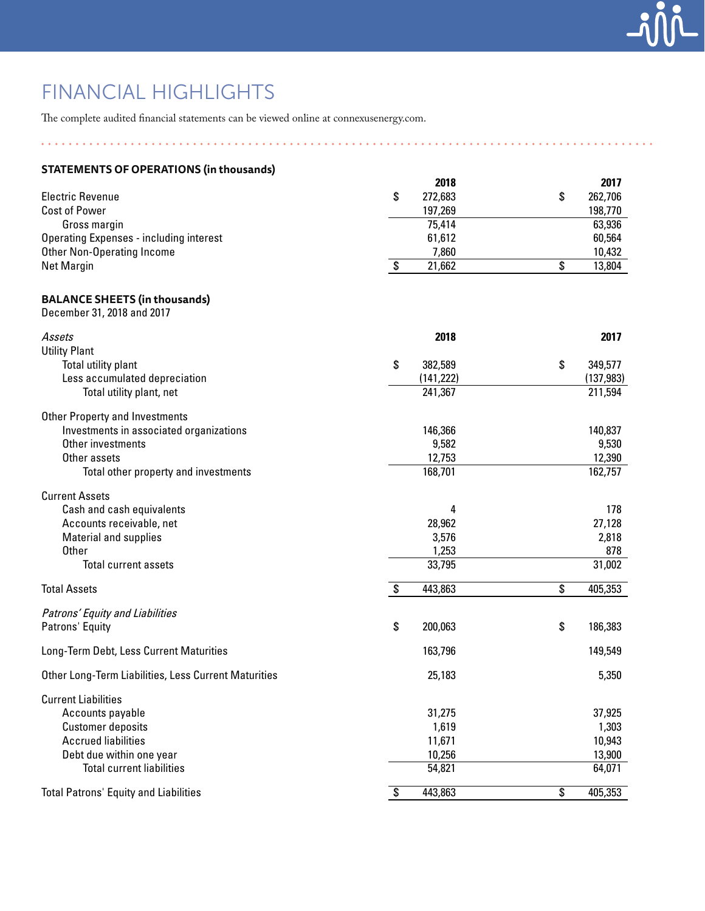# FINANCIAL HIGHLIGHTS

The complete audited financial statements can be viewed online at connexusenergy.com.

### STATEMENTS OF OPERATIONS (in thousands)

| | 2018 | 2017 |
|---|---|---|
| Electric Revenue | $ 272,683 | $ 262,706 |
| Cost of Power | 197,269 | 198,770 |
| Gross margin | 75,414 | 63,936 |
| Operating Expenses - including interest | 61,612 | 60,564 |
| Other Non-Operating Income | 7,860 | 10,432 |
| Net Margin | $ 21,662 | $ 13,804 |

### BALANCE SHEETS (in thousands)

December 31, 2018 and 2017

| *Assets* | 2018 | 2017 |
|---|---|---|
| Utility Plant | | |
| Total utility plant | $ 382,589 | $ 349,577 |
| Less accumulated depreciation | (141,222) | (137,983) |
| Total utility plant, net | 241,367 | 211,594 |
| Other Property and Investments | | |
| Investments in associated organizations | 146,366 | 140,837 |
| Other investments | 9,582 | 9,530 |
| Other assets | 12,753 | 12,390 |
| Total other property and investments | 168,701 | 162,757 |
| Current Assets | | |
| Cash and cash equivalents | 4 | 178 |
| Accounts receivable, net | 28,962 | 27,128 |
| Material and supplies | 3,576 | 2,818 |
| Other | 1,253 | 878 |
| Total current assets | 33,795 | 31,002 |
| Total Assets | $ 443,863 | $ 405,353 |
| *Patrons' Equity and Liabilities* | | |
| Patrons' Equity | $ 200,063 | $ 186,383 |
| Long-Term Debt, Less Current Maturities | 163,796 | 149,549 |
| Other Long-Term Liabilities, Less Current Maturities | 25,183 | 5,350 |
| Current Liabilities | | |
| Accounts payable | 31,275 | 37,925 |
| Customer deposits | 1,619 | 1,303 |
| Accrued liabilities | 11,671 | 10,943 |
| Debt due within one year | 10,256 | 13,900 |
| Total current liabilities | 54,821 | 64,071 |
| Total Patrons' Equity and Liabilities | $ 443,863 | $ 405,353 |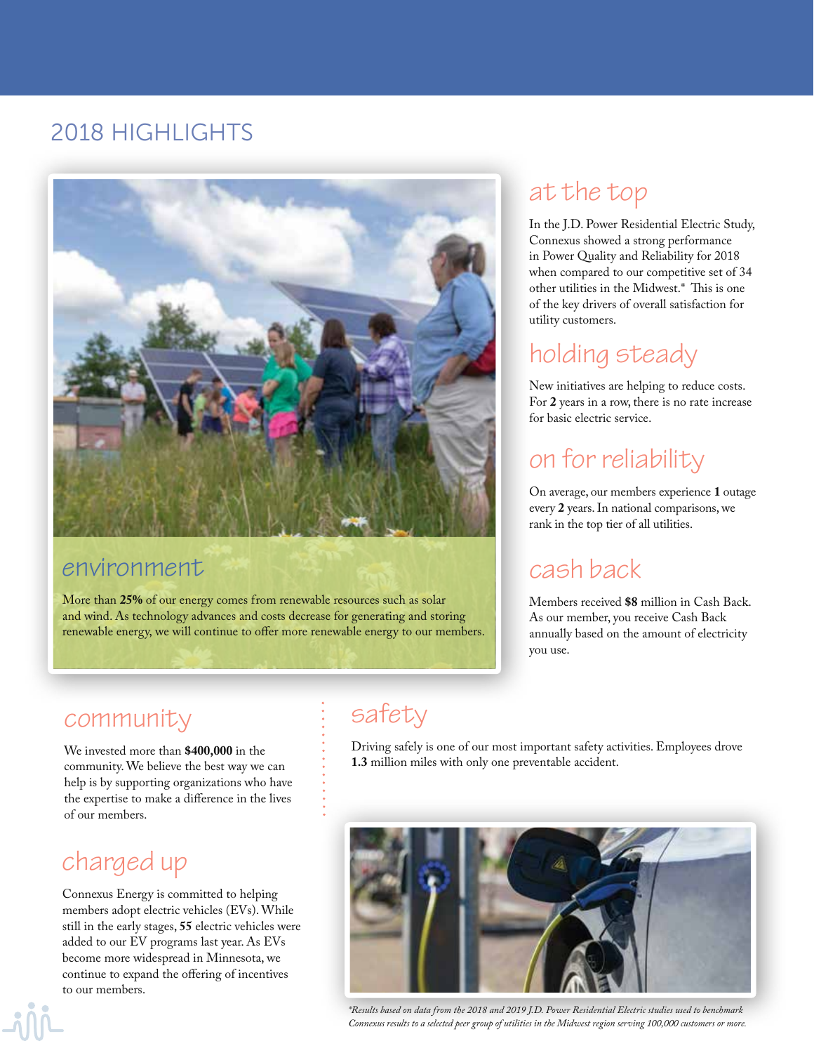# 2018 HIGHLIGHTS

## environment

More than **25%** of our energy comes from renewable resources such as solar and wind. As technology advances and costs decrease for generating and storing renewable energy, we will continue to offer more renewable energy to our members.

## at the top

In the J.D. Power Residential Electric Study, Connexus showed a strong performance in Power Quality and Reliability for 2018 when compared to our competitive set of 34 other utilities in the Midwest.* This is one of the key drivers of overall satisfaction for utility customers.

## holding steady

New initiatives are helping to reduce costs. For **2** years in a row, there is no rate increase for basic electric service.

## on for reliability

On average, our members experience **1** outage every **2** years. In national comparisons, we rank in the top tier of all utilities.

## cash back

Members received **$8** million in Cash Back. As our member, you receive Cash Back annually based on the amount of electricity you use.

## community

We invested more than **$400,000** in the community. We believe the best way we can help is by supporting organizations who have the expertise to make a difference in the lives of our members.

## charged up

Connexus Energy is committed to helping members adopt electric vehicles (EVs). While still in the early stages, **55** electric vehicles were added to our EV programs last year. As EVs become more widespread in Minnesota, we continue to expand the offering of incentives to our members.

## safety

Driving safely is one of our most important safety activities. Employees drove **1.3** million miles with only one preventable accident.

*\*Results based on data from the 2018 and 2019 J.D. Power Residential Electric studies used to benchmark Connexus results to a selected peer group of utilities in the Midwest region serving 100,000 customers or more.*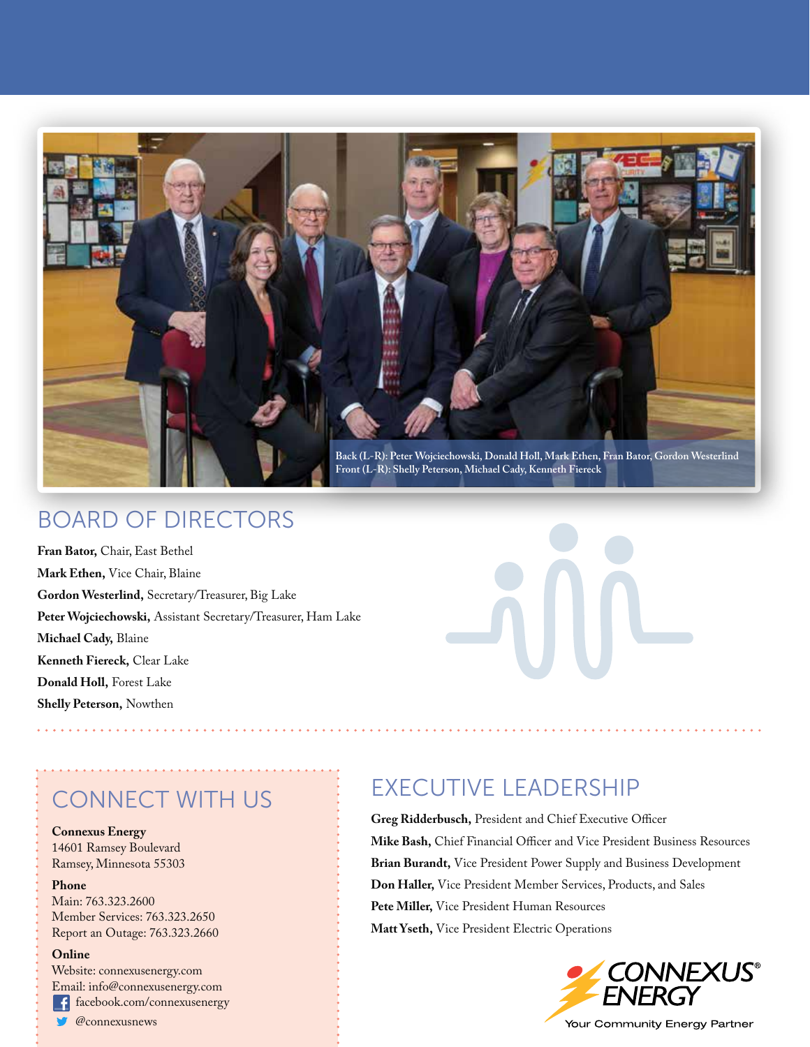Back (L-R): Peter Wojciechowski, Donald Holl, Mark Ethen, Fran Bator, Gordon Westerlind
Front (L-R): Shelly Peterson, Michael Cady, Kenneth Fiereck

## BOARD OF DIRECTORS

**Fran Bator,** Chair, East Bethel
**Mark Ethen,** Vice Chair, Blaine
**Gordon Westerlind,** Secretary/Treasurer, Big Lake
**Peter Wojciechowski,** Assistant Secretary/Treasurer, Ham Lake
**Michael Cady,** Blaine
**Kenneth Fiereck,** Clear Lake
**Donald Holl,** Forest Lake
**Shelly Peterson,** Nowthen

## CONNECT WITH US

**Connexus Energy**
14601 Ramsey Boulevard
Ramsey, Minnesota 55303

**Phone**
Main: 763.323.2600
Member Services: 763.323.2650
Report an Outage: 763.323.2660

**Online**
Website: connexusenergy.com
Email: info@connexusenergy.com
facebook.com/connexusenergy
@connexusnews

## EXECUTIVE LEADERSHIP

**Greg Ridderbusch,** President and Chief Executive Officer
**Mike Bash,** Chief Financial Officer and Vice President Business Resources
**Brian Burandt,** Vice President Power Supply and Business Development
**Don Haller,** Vice President Member Services, Products, and Sales
**Pete Miller,** Vice President Human Resources
**Matt Yseth,** Vice President Electric Operations

CONNEXUS® ENERGY
Your Community Energy Partner